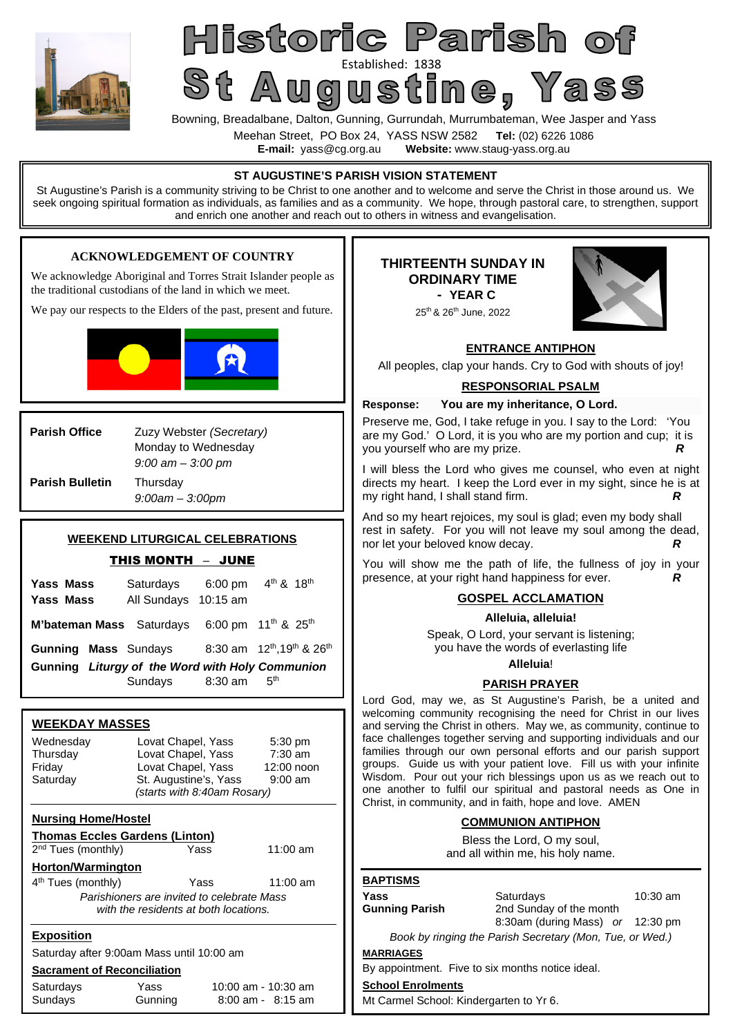# Historic Parish of St Augustine, Yass

Established: 1838

Bowning, Breadalbane, Dalton, Gunning, Gurrundah, Murrumbateman, Wee Jasper and Yass

Meehan Street, PO Box 24, YASS NSW 2582 **Tel:** (02) 6226 1086

**E-mail:** yass@cg.org.au **Website:** www.staug-yass.org.au

## ST AUGUSTINE'S PARISH VISION STATEMENT

St Augustine's Parish is a community striving to be Christ to one another and to welcome and serve the Christ in those around us. We seek ongoing spiritual formation as individuals, as families and as a community. We hope, through pastoral care, to strengthen, support and enrich one another and reach out to others in witness and evangelisation.

## ACKNOWLEDGEMENT OF COUNTRY

We acknowledge Aboriginal and Torres Strait Islander people as the traditional custodians of the land in which we meet.

We pay our respects to the Elders of the past, present and future.

| | |
|---|---|
| **Parish Office** | Zuzy Webster *(Secretary)* Monday to Wednesday *9:00 am – 3:00 pm* |
| **Parish Bulletin** | Thursday *9:00am – 3:00pm* |

## WEEKEND LITURGICAL CELEBRATIONS

### THIS MONTH – JUNE

| | | | |
|---|---|---|---|
| **Yass Mass** | Saturdays | 6:00 pm | 4th & 18th |
| **Yass Mass** | All Sundays | 10:15 am | |
| **M'bateman Mass** | Saturdays | 6:00 pm | 11th & 25th |
| **Gunning Mass** | Sundays | 8:30 am | 12th, 19th & 26th |
| **Gunning** *Liturgy of the Word with Holy Communion* | Sundays | 8:30 am | 5th |

## WEEKDAY MASSES

| | | |
|---|---|---|
| Wednesday | Lovat Chapel, Yass | 5:30 pm |
| Thursday | Lovat Chapel, Yass | 7:30 am |
| Friday | Lovat Chapel, Yass | 12:00 noon |
| Saturday | St. Augustine's, Yass *(starts with 8:40am Rosary)* | 9:00 am |

**Nursing Home/Hostel**

**Thomas Eccles Gardens (Linton)**

2nd Tues (monthly) Yass 11:00 am

**Horton/Warmington**

4th Tues (monthly) Yass 11:00 am

*Parishioners are invited to celebrate Mass with the residents at both locations.*

**Exposition**

Saturday after 9:00am Mass until 10:00 am

**Sacrament of Reconciliation**

| | | |
|---|---|---|
| Saturdays | Yass | 10:00 am - 10:30 am |
| Sundays | Gunning | 8:00 am - 8:15 am |

## THIRTEENTH SUNDAY IN ORDINARY TIME - YEAR C

25th & 26th June, 2022

### ENTRANCE ANTIPHON

All peoples, clap your hands. Cry to God with shouts of joy!

### RESPONSORIAL PSALM

**Response: You are my inheritance, O Lord.**

Preserve me, God, I take refuge in you. I say to the Lord: 'You are my God.' O Lord, it is you who are my portion and cup; it is you yourself who are my prize. ***R***

I will bless the Lord who gives me counsel, who even at night directs my heart. I keep the Lord ever in my sight, since he is at my right hand, I shall stand firm. ***R***

And so my heart rejoices, my soul is glad; even my body shall rest in safety. For you will not leave my soul among the dead, nor let your beloved know decay. ***R***

You will show me the path of life, the fullness of joy in your presence, at your right hand happiness for ever. ***R***

### GOSPEL ACCLAMATION

**Alleluia, alleluia!**

Speak, O Lord, your servant is listening;
you have the words of everlasting life

**Alleluia!**

### PARISH PRAYER

Lord God, may we, as St Augustine's Parish, be a united and welcoming community recognising the need for Christ in our lives and serving the Christ in others. May we, as community, continue to face challenges together serving and supporting individuals and our families through our own personal efforts and our parish support groups. Guide us with your patient love. Fill us with your infinite Wisdom. Pour out your rich blessings upon us as we reach out to one another to fulfil our spiritual and pastoral needs as One in Christ, in community, and in faith, hope and love. AMEN

### COMMUNION ANTIPHON

Bless the Lord, O my soul,
and all within me, his holy name.

**BAPTISMS**

| | | |
|---|---|---|
| **Yass** | Saturdays | 10:30 am |
| **Gunning Parish** | 2nd Sunday of the month 8:30am (during Mass) *or* | 12:30 pm |

*Book by ringing the Parish Secretary (Mon, Tue, or Wed.)*

**MARRIAGES**

By appointment. Five to six months notice ideal.

**School Enrolments**

Mt Carmel School: Kindergarten to Yr 6.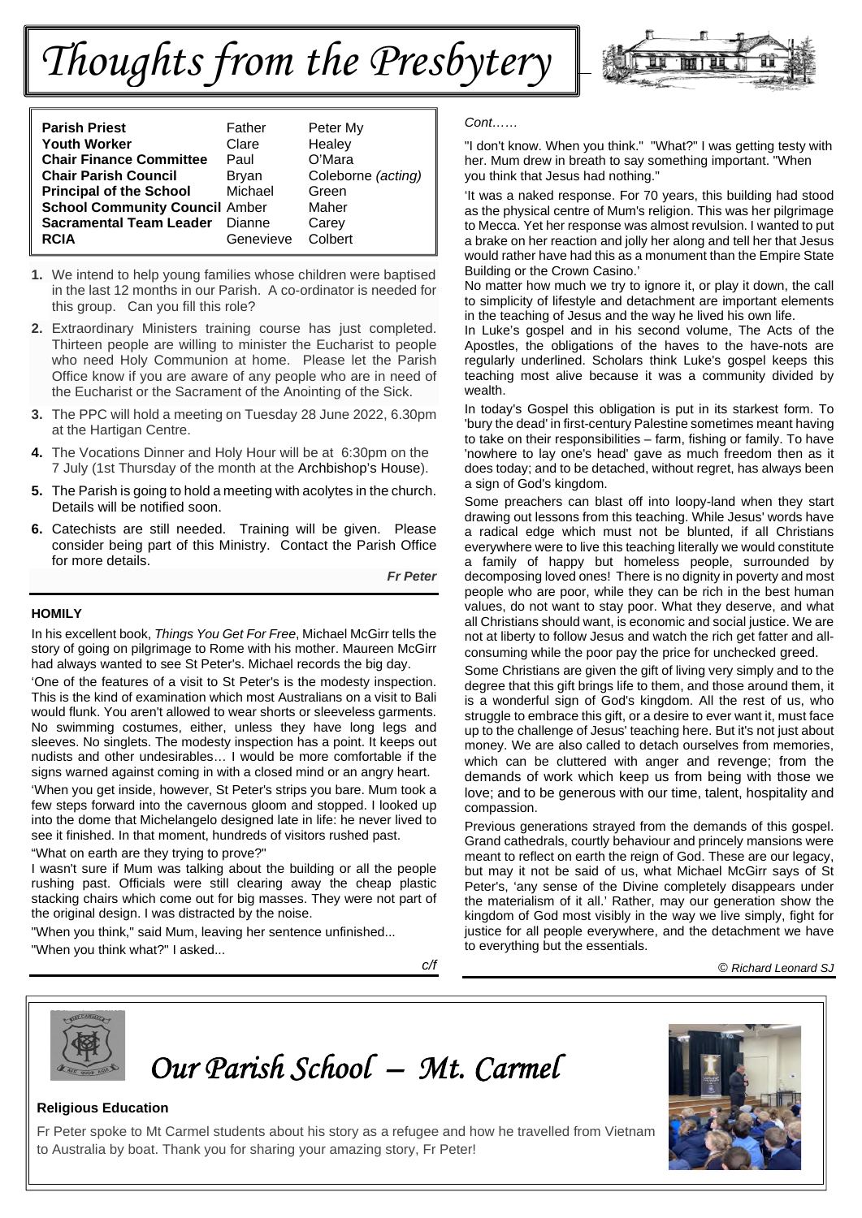# Thoughts from the Presbytery

| | | |
|---|---|---|
| **Parish Priest** | Father | Peter My |
| **Youth Worker** | Clare | Healey |
| **Chair Finance Committee** | Paul | O'Mara |
| **Chair Parish Council** | Bryan | Coleborne *(acting)* |
| **Principal of the School** | Michael | Green |
| **School Community Council** | Amber | Maher |
| **Sacramental Team Leader** | Dianne | Carey |
| **RCIA** | Genevieve | Colbert |

1. We intend to help young families whose children were baptised in the last 12 months in our Parish. A co-ordinator is needed for this group. Can you fill this role?
2. Extraordinary Ministers training course has just completed. Thirteen people are willing to minister the Eucharist to people who need Holy Communion at home. Please let the Parish Office know if you are aware of any people who are in need of the Eucharist or the Sacrament of the Anointing of the Sick.
3. The PPC will hold a meeting on Tuesday 28 June 2022, 6.30pm at the Hartigan Centre.
4. The Vocations Dinner and Holy Hour will be at 6:30pm on the 7 July (1st Thursday of the month at the Archbishop's House).
5. The Parish is going to hold a meeting with acolytes in the church. Details will be notified soon.
6. Catechists are still needed. Training will be given. Please consider being part of this Ministry. Contact the Parish Office for more details.

***Fr Peter***

## HOMILY

In his excellent book, *Things You Get For Free*, Michael McGirr tells the story of going on pilgrimage to Rome with his mother. Maureen McGirr had always wanted to see St Peter's. Michael records the big day.

'One of the features of a visit to St Peter's is the modesty inspection. This is the kind of examination which most Australians on a visit to Bali would flunk. You aren't allowed to wear shorts or sleeveless garments. No swimming costumes, either, unless they have long legs and sleeves. No singlets. The modesty inspection has a point. It keeps out nudists and other undesirables… I would be more comfortable if the signs warned against coming in with a closed mind or an angry heart.

'When you get inside, however, St Peter's strips you bare. Mum took a few steps forward into the cavernous gloom and stopped. I looked up into the dome that Michelangelo designed late in life: he never lived to see it finished. In that moment, hundreds of visitors rushed past.

"What on earth are they trying to prove?"

I wasn't sure if Mum was talking about the building or all the people rushing past. Officials were still clearing away the cheap plastic stacking chairs which come out for big masses. They were not part of the original design. I was distracted by the noise.

"When you think," said Mum, leaving her sentence unfinished...

"When you think what?" I asked...

*c/f*

*Cont……*

"I don't know. When you think." "What?" I was getting testy with her. Mum drew in breath to say something important. "When you think that Jesus had nothing."

'It was a naked response. For 70 years, this building had stood as the physical centre of Mum's religion. This was her pilgrimage to Mecca. Yet her response was almost revulsion. I wanted to put a brake on her reaction and jolly her along and tell her that Jesus would rather have had this as a monument than the Empire State Building or the Crown Casino.'

No matter how much we try to ignore it, or play it down, the call to simplicity of lifestyle and detachment are important elements in the teaching of Jesus and the way he lived his own life.

In Luke's gospel and in his second volume, The Acts of the Apostles, the obligations of the haves to the have-nots are regularly underlined. Scholars think Luke's gospel keeps this teaching most alive because it was a community divided by wealth.

In today's Gospel this obligation is put in its starkest form. To 'bury the dead' in first-century Palestine sometimes meant having to take on their responsibilities – farm, fishing or family. To have 'nowhere to lay one's head' gave as much freedom then as it does today; and to be detached, without regret, has always been a sign of God's kingdom.

Some preachers can blast off into loopy-land when they start drawing out lessons from this teaching. While Jesus' words have a radical edge which must not be blunted, if all Christians everywhere were to live this teaching literally we would constitute a family of happy but homeless people, surrounded by decomposing loved ones! There is no dignity in poverty and most people who are poor, while they can be rich in the best human values, do not want to stay poor. What they deserve, and what all Christians should want, is economic and social justice. We are not at liberty to follow Jesus and watch the rich get fatter and all-consuming while the poor pay the price for unchecked greed.

Some Christians are given the gift of living very simply and to the degree that this gift brings life to them, and those around them, it is a wonderful sign of God's kingdom. All the rest of us, who struggle to embrace this gift, or a desire to ever want it, must face up to the challenge of Jesus' teaching here. But it's not just about money. We are also called to detach ourselves from memories, which can be cluttered with anger and revenge; from the demands of work which keep us from being with those we love; and to be generous with our time, talent, hospitality and compassion.

Previous generations strayed from the demands of this gospel. Grand cathedrals, courtly behaviour and princely mansions were meant to reflect on earth the reign of God. These are our legacy, but may it not be said of us, what Michael McGirr says of St Peter's, 'any sense of the Divine completely disappears under the materialism of it all.' Rather, may our generation show the kingdom of God most visibly in the way we live simply, fight for justice for all people everywhere, and the detachment we have to everything but the essentials.

*© Richard Leonard SJ*

# Our Parish School – Mt. Carmel

**Religious Education**

Fr Peter spoke to Mt Carmel students about his story as a refugee and how he travelled from Vietnam to Australia by boat. Thank you for sharing your amazing story, Fr Peter!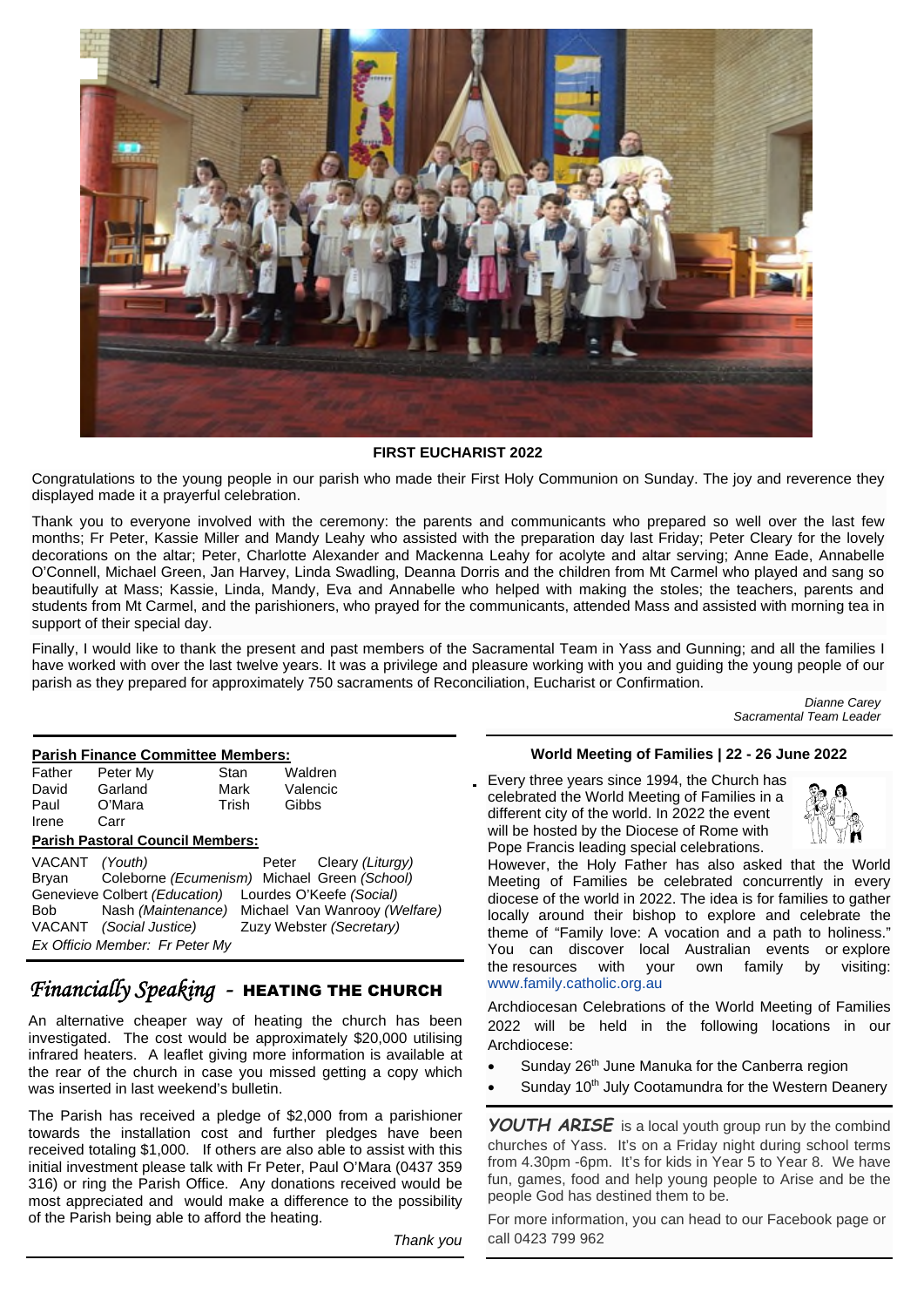**FIRST EUCHARIST 2022**

Congratulations to the young people in our parish who made their First Holy Communion on Sunday. The joy and reverence they displayed made it a prayerful celebration.

Thank you to everyone involved with the ceremony: the parents and communicants who prepared so well over the last few months; Fr Peter, Kassie Miller and Mandy Leahy who assisted with the preparation day last Friday; Peter Cleary for the lovely decorations on the altar; Peter, Charlotte Alexander and Mackenna Leahy for acolyte and altar serving; Anne Eade, Annabelle O'Connell, Michael Green, Jan Harvey, Linda Swadling, Deanna Dorris and the children from Mt Carmel who played and sang so beautifully at Mass; Kassie, Linda, Mandy, Eva and Annabelle who helped with making the stoles; the teachers, parents and students from Mt Carmel, and the parishioners, who prayed for the communicants, attended Mass and assisted with morning tea in support of their special day.

Finally, I would like to thank the present and past members of the Sacramental Team in Yass and Gunning; and all the families I have worked with over the last twelve years. It was a privilege and pleasure working with you and guiding the young people of our parish as they prepared for approximately 750 sacraments of Reconciliation, Eucharist or Confirmation.

*Dianne Carey*
*Sacramental Team Leader*

**Parish Finance Committee Members:**

Father Peter My, Stan Waldren
David Garland, Mark Valencic
Paul O'Mara, Trish Gibbs
Irene Carr

**Parish Pastoral Council Members:**

VACANT *(Youth)* — Peter Cleary *(Liturgy)*
Bryan Coleborne *(Ecumenism)* — Michael Green *(School)*
Genevieve Colbert *(Education)* — Lourdes O'Keefe *(Social)*
Bob Nash *(Maintenance)* — Michael Van Wanrooy *(Welfare)*
VACANT *(Social Justice)* — Zuzy Webster *(Secretary)*
*Ex Officio Member: Fr Peter My*

## *Financially Speaking* - HEATING THE CHURCH

An alternative cheaper way of heating the church has been investigated. The cost would be approximately $20,000 utilising infrared heaters. A leaflet giving more information is available at the rear of the church in case you missed getting a copy which was inserted in last weekend's bulletin.

The Parish has received a pledge of $2,000 from a parishioner towards the installation cost and further pledges have been received totaling $1,000. If others are also able to assist with this initial investment please talk with Fr Peter, Paul O'Mara (0437 359 316) or ring the Parish Office. Any donations received would be most appreciated and would make a difference to the possibility of the Parish being able to afford the heating.

*Thank you*

**World Meeting of Families | 22 - 26 June 2022**

Every three years since 1994, the Church has celebrated the World Meeting of Families in a different city of the world. In 2022 the event will be hosted by the Diocese of Rome with Pope Francis leading special celebrations. However, the Holy Father has also asked that the World Meeting of Families be celebrated concurrently in every diocese of the world in 2022. The idea is for families to gather locally around their bishop to explore and celebrate the theme of "Family love: A vocation and a path to holiness." You can discover local Australian events or explore the resources with your own family by visiting: www.family.catholic.org.au

Archdiocesan Celebrations of the World Meeting of Families 2022 will be held in the following locations in our Archdiocese:

- Sunday 26th June Manuka for the Canberra region
- Sunday 10th July Cootamundra for the Western Deanery

***YOUTH ARISE*** is a local youth group run by the combind churches of Yass. It's on a Friday night during school terms from 4.30pm -6pm. It's for kids in Year 5 to Year 8. We have fun, games, food and help young people to Arise and be the people God has destined them to be.

For more information, you can head to our Facebook page or call 0423 799 962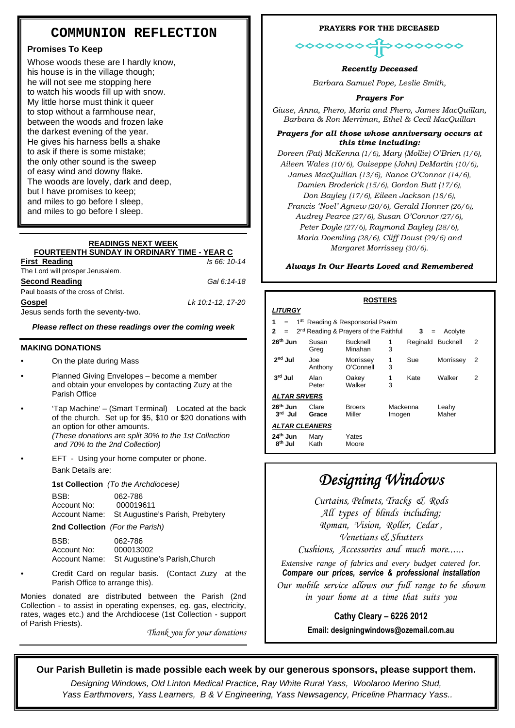# COMMUNION REFLECTION

### Promises To Keep

Whose woods these are I hardly know,
his house is in the village though;
he will not see me stopping here
to watch his woods fill up with snow.
My little horse must think it queer
to stop without a farmhouse near,
between the woods and frozen lake
the darkest evening of the year.
He gives his harness bells a shake
to ask if there is some mistake;
the only other sound is the sweep
of easy wind and downy flake.
The woods are lovely, dark and deep,
but I have promises to keep;
and miles to go before I sleep,
and miles to go before I sleep.

## READINGS NEXT WEEK
### FOURTEENTH SUNDAY IN ORDINARY TIME - YEAR C

**First Reading** — *Is 66: 10-14*
The Lord will prosper Jerusalem.

**Second Reading** — *Gal 6:14-18*
Paul boasts of the cross of Christ.

**Gospel** — *Lk 10:1-12, 17-20*
Jesus sends forth the seventy-two.

***Please reflect on these readings over the coming week***

### MAKING DONATIONS

- On the plate during Mass
- Planned Giving Envelopes – become a member and obtain your envelopes by contacting Zuzy at the Parish Office
- 'Tap Machine' – (Smart Terminal) Located at the back of the church. Set up for $5, $10 or $20 donations with an option for other amounts. *(These donations are split 30% to the 1st Collection and 70% to the 2nd Collection)*
- EFT - Using your home computer or phone. Bank Details are:

  **1st Collection** *(To the Archdiocese)*

  BSB: 062-786
  Account No: 000019611
  Account Name: St Augustine's Parish, Prebytery

  **2nd Collection** *(For the Parish)*

  BSB: 062-786
  Account No: 000013002
  Account Name: St Augustine's Parish,Church

- Credit Card on regular basis. (Contact Zuzy at the Parish Office to arrange this).

Monies donated are distributed between the Parish (2nd Collection - to assist in operating expenses, eg. gas, electricity, rates, wages etc.) and the Archdiocese (1st Collection - support of Parish Priests).

*Thank you for your donations*

## PRAYERS FOR THE DECEASED

***Recently Deceased***

*Barbara Samuel Pope, Leslie Smith,*

***Prayers For***

*Giuse, Anna, Phero, Maria and Phero, James MacQuillan, Barbara & Ron Merriman, Ethel & Cecil MacQuillan*

***Prayers for all those whose anniversary occurs at this time including:***

*Doreen (Pat) McKenna (1/6), Mary (Mollie) O'Brien (1/6), Aileen Wales (10/6), Guiseppe (John) DeMartin (10/6), James MacQuillan (13/6), Nance O'Connor (14/6), Damien Broderick (15/6), Gordon Butt (17/6), Don Bayley (17/6), Eileen Jackson (18/6), Francis 'Noel' Agnew (20/6), Gerald Honner (26/6), Audrey Pearce (27/6), Susan O'Connor (27/6), Peter Doyle (27/6), Raymond Bayley (28/6), Maria Doemling (28/6), Cliff Doust (29/6) and Margaret Morrissey (30/6).*

***Always In Our Hearts Loved and Remembered***

## ROSTERS

***LITURGY***

1 = 1st Reading & Responsorial Psalm
2 = 2nd Reading & Prayers of the Faithful
3 = Acolyte

| | | | | | | |
|---|---|---|---|---|---|---|
| 26th Jun | Susan<br>Greg | Bucknell<br>Minahan | 1<br>3 | Reginald | Bucknell | 2 |
| 2nd Jul | Joe<br>Anthony | Morrissey<br>O'Connell | 1<br>3 | Sue | Morrissey | 2 |
| 3rd Jul | Alan<br>Peter | Oakey<br>Walker | 1<br>3 | Kate | Walker | 2 |

***ALTAR SRVERS***

| | | | | |
|---|---|---|---|---|
| 26th Jun | Clare | Broers | Mackenna | Leahy |
| 3rd Jul | Grace | Miller | Imogen | Maher |

***ALTAR CLEANERS***

| | | |
|---|---|---|
| 24th Jun | Mary | Yates |
| 8th Jul | Kath | Moore |

# *Designing Windows*

*Curtains, Pelmets, Tracks & Rods*
*All types of blinds including;*
*Roman, Vision, Roller, Cedar,*
*Venetians & Shutters*
*Cushions, Accessories and much more......*

*Extensive range of fabrics and every budget catered for.*
***Compare our prices, service & professional installation***
*Our mobile service allows our full range to be shown in your home at a time that suits you*

**Cathy Cleary – 6226 2012**
**Email: designingwindows@ozemail.com.au**

**Our Parish Bulletin is made possible each week by our generous sponsors, please support them.**

*Designing Windows, Old Linton Medical Practice, Ray White Rural Yass, Woolaroo Merino Stud, Yass Earthmovers, Yass Learners, B & V Engineering, Yass Newsagency, Priceline Pharmacy Yass..*